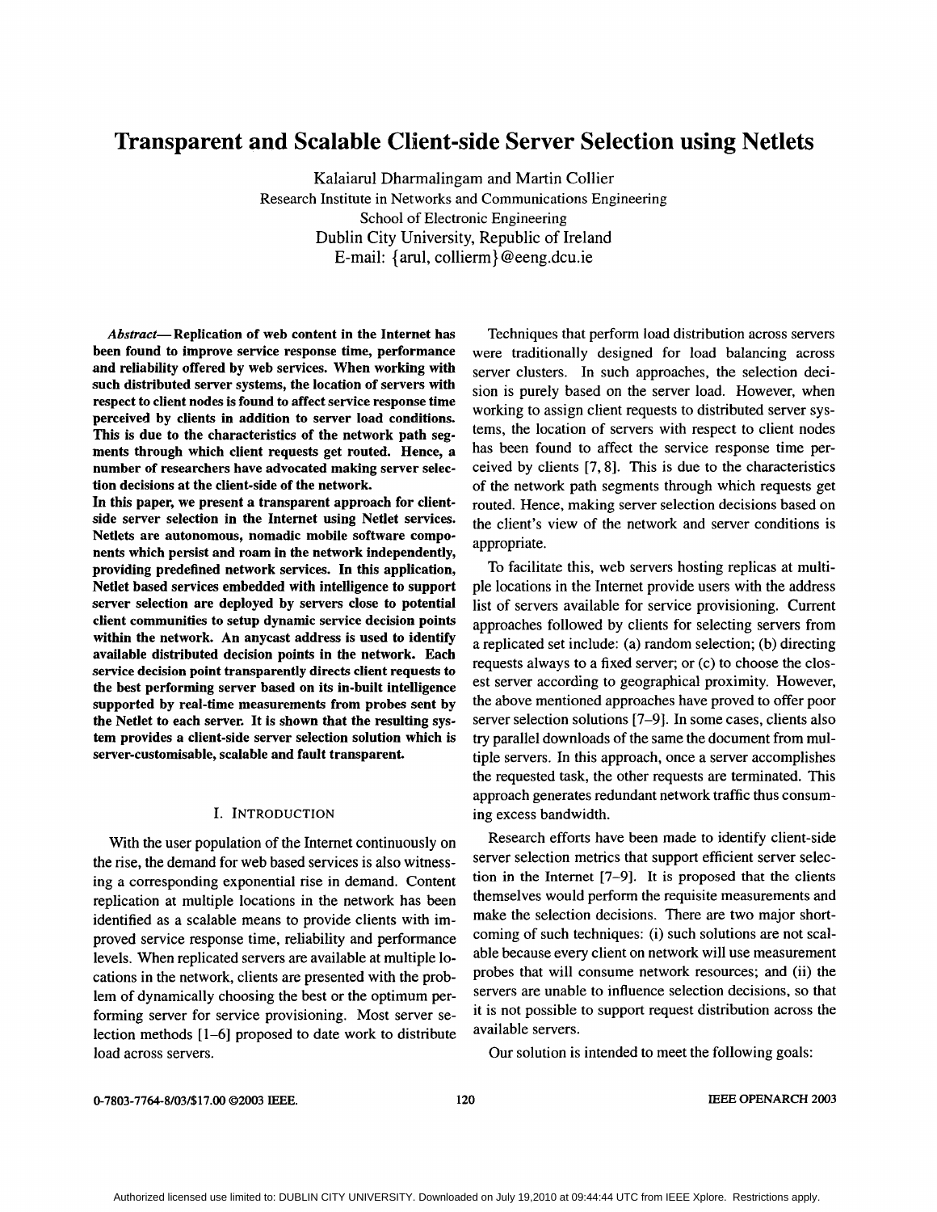# Transparent and Scalable Client-side Server Selection using Netlets

Kalaiarul Dharmalingam and Martin Collier
Research Institute in Networks and Communications Engineering
School of Electronic Engineering
Dublin City University, Republic of Ireland
E-mail: {arul, collierm}@eeng.dcu.ie

***Abstract*— Replication of web content in the Internet has been found to improve service response time, performance and reliability offered by web services. When working with such distributed server systems, the location of servers with respect to client nodes is found to affect service response time perceived by clients in addition to server load conditions. This is due to the characteristics of the network path segments through which client requests get routed. Hence, a number of researchers have advocated making server selection decisions at the client-side of the network.**

**In this paper, we present a transparent approach for client-side server selection in the Internet using Netlet services. Netlets are autonomous, nomadic mobile software components which persist and roam in the network independently, providing predefined network services. In this application, Netlet based services embedded with intelligence to support server selection are deployed by servers close to potential client communities to setup dynamic service decision points within the network. An anycast address is used to identify available distributed decision points in the network. Each service decision point transparently directs client requests to the best performing server based on its in-built intelligence supported by real-time measurements from probes sent by the Netlet to each server. It is shown that the resulting system provides a client-side server selection solution which is server-customisable, scalable and fault transparent.**

## I. Introduction

With the user population of the Internet continuously on the rise, the demand for web based services is also witnessing a corresponding exponential rise in demand. Content replication at multiple locations in the network has been identified as a scalable means to provide clients with improved service response time, reliability and performance levels. When replicated servers are available at multiple locations in the network, clients are presented with the problem of dynamically choosing the best or the optimum performing server for service provisioning. Most server selection methods [1–6] proposed to date work to distribute load across servers.

Techniques that perform load distribution across servers were traditionally designed for load balancing across server clusters. In such approaches, the selection decision is purely based on the server load. However, when working to assign client requests to distributed server systems, the location of servers with respect to client nodes has been found to affect the service response time perceived by clients [7, 8]. This is due to the characteristics of the network path segments through which requests get routed. Hence, making server selection decisions based on the client's view of the network and server conditions is appropriate.

To facilitate this, web servers hosting replicas at multiple locations in the Internet provide users with the address list of servers available for service provisioning. Current approaches followed by clients for selecting servers from a replicated set include: (a) random selection; (b) directing requests always to a fixed server; or (c) to choose the closest server according to geographical proximity. However, the above mentioned approaches have proved to offer poor server selection solutions [7–9]. In some cases, clients also try parallel downloads of the same the document from multiple servers. In this approach, once a server accomplishes the requested task, the other requests are terminated. This approach generates redundant network traffic thus consuming excess bandwidth.

Research efforts have been made to identify client-side server selection metrics that support efficient server selection in the Internet [7–9]. It is proposed that the clients themselves would perform the requisite measurements and make the selection decisions. There are two major shortcoming of such techniques: (i) such solutions are not scalable because every client on network will use measurement probes that will consume network resources; and (ii) the servers are unable to influence selection decisions, so that it is not possible to support request distribution across the available servers.

Our solution is intended to meet the following goals: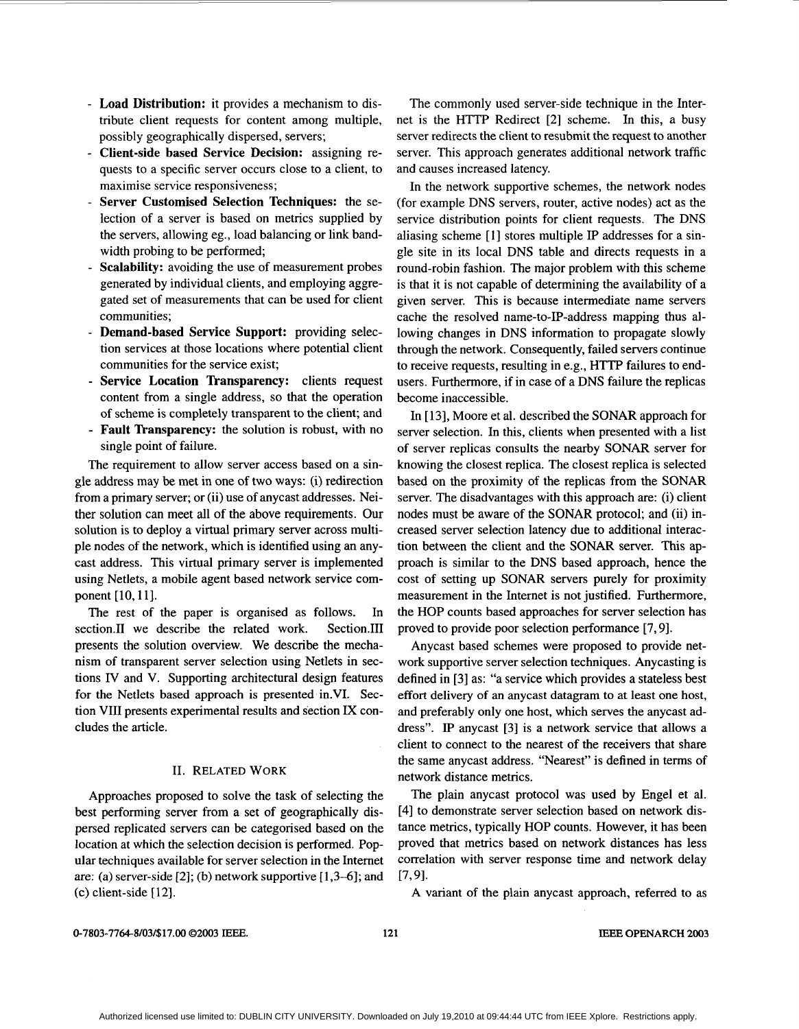- **Load Distribution:** it provides a mechanism to distribute client requests for content among multiple, possibly geographically dispersed, servers;
- **Client-side based Service Decision:** assigning requests to a specific server occurs close to a client, to maximise service responsiveness;
- **Server Customised Selection Techniques:** the selection of a server is based on metrics supplied by the servers, allowing eg., load balancing or link bandwidth probing to be performed;
- **Scalability:** avoiding the use of measurement probes generated by individual clients, and employing aggregated set of measurements that can be used for client communities;
- **Demand-based Service Support:** providing selection services at those locations where potential client communities for the service exist;
- **Service Location Transparency:** clients request content from a single address, so that the operation of scheme is completely transparent to the client; and
- **Fault Transparency:** the solution is robust, with no single point of failure.

The requirement to allow server access based on a single address may be met in one of two ways: (i) redirection from a primary server; or (ii) use of anycast addresses. Neither solution can meet all of the above requirements. Our solution is to deploy a virtual primary server across multiple nodes of the network, which is identified using an anycast address. This virtual primary server is implemented using Netlets, a mobile agent based network service component [10, 11].

The rest of the paper is organised as follows. In section.II we describe the related work. Section.III presents the solution overview. We describe the mechanism of transparent server selection using Netlets in sections IV and V. Supporting architectural design features for the Netlets based approach is presented in.VI. Section VIII presents experimental results and section IX concludes the article.

## II. Related Work

Approaches proposed to solve the task of selecting the best performing server from a set of geographically dispersed replicated servers can be categorised based on the location at which the selection decision is performed. Popular techniques available for server selection in the Internet are: (a) server-side [2]; (b) network supportive [1,3–6]; and (c) client-side [12].

The commonly used server-side technique in the Internet is the HTTP Redirect [2] scheme. In this, a busy server redirects the client to resubmit the request to another server. This approach generates additional network traffic and causes increased latency.

In the network supportive schemes, the network nodes (for example DNS servers, router, active nodes) act as the service distribution points for client requests. The DNS aliasing scheme [1] stores multiple IP addresses for a single site in its local DNS table and directs requests in a round-robin fashion. The major problem with this scheme is that it is not capable of determining the availability of a given server. This is because intermediate name servers cache the resolved name-to-IP-address mapping thus allowing changes in DNS information to propagate slowly through the network. Consequently, failed servers continue to receive requests, resulting in e.g., HTTP failures to end-users. Furthermore, if in case of a DNS failure the replicas become inaccessible.

In [13], Moore et al. described the SONAR approach for server selection. In this, clients when presented with a list of server replicas consults the nearby SONAR server for knowing the closest replica. The closest replica is selected based on the proximity of the replicas from the SONAR server. The disadvantages with this approach are: (i) client nodes must be aware of the SONAR protocol; and (ii) increased server selection latency due to additional interaction between the client and the SONAR server. This approach is similar to the DNS based approach, hence the cost of setting up SONAR servers purely for proximity measurement in the Internet is not justified. Furthermore, the HOP counts based approaches for server selection has proved to provide poor selection performance [7, 9].

Anycast based schemes were proposed to provide network supportive server selection techniques. Anycasting is defined in [3] as: "a service which provides a stateless best effort delivery of an anycast datagram to at least one host, and preferably only one host, which serves the anycast address". IP anycast [3] is a network service that allows a client to connect to the nearest of the receivers that share the same anycast address. "Nearest" is defined in terms of network distance metrics.

The plain anycast protocol was used by Engel et al. [4] to demonstrate server selection based on network distance metrics, typically HOP counts. However, it has been proved that metrics based on network distances has less correlation with server response time and network delay [7, 9].

A variant of the plain anycast approach, referred to as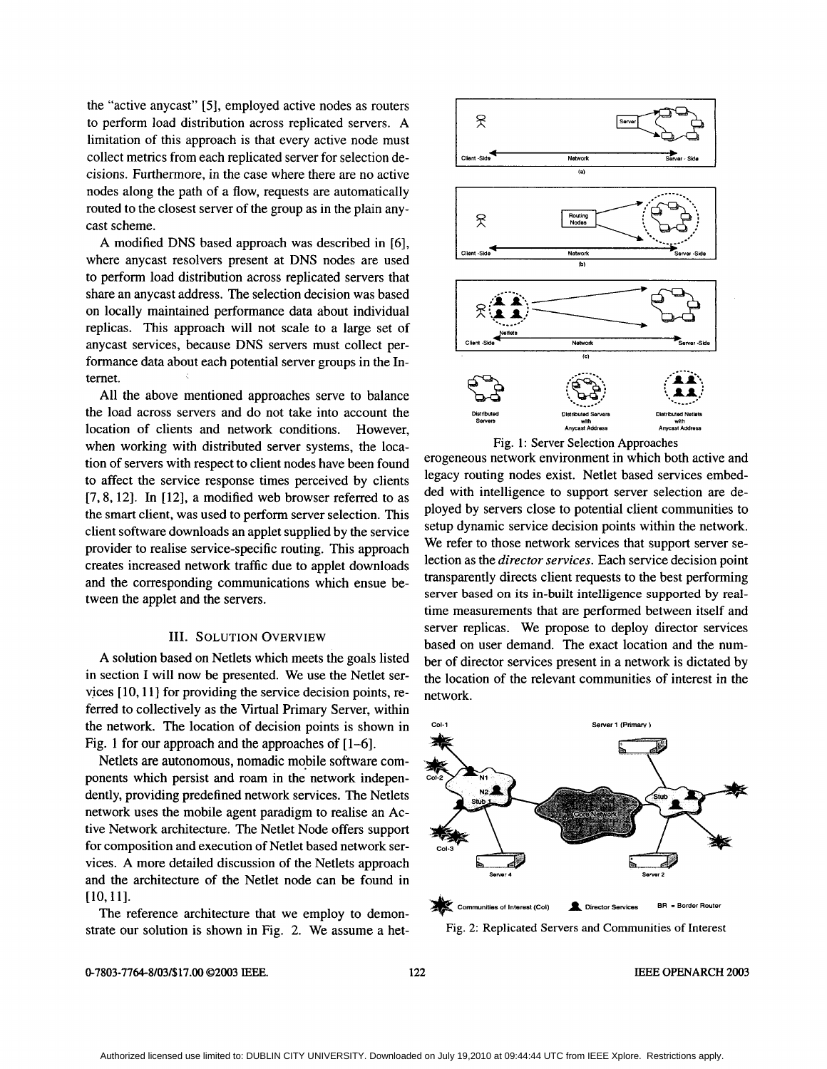the "active anycast" [5], employed active nodes as routers to perform load distribution across replicated servers. A limitation of this approach is that every active node must collect metrics from each replicated server for selection decisions. Furthermore, in the case where there are no active nodes along the path of a flow, requests are automatically routed to the closest server of the group as in the plain anycast scheme.

A modified DNS based approach was described in [6], where anycast resolvers present at DNS nodes are used to perform load distribution across replicated servers that share an anycast address. The selection decision was based on locally maintained performance data about individual replicas. This approach will not scale to a large set of anycast services, because DNS servers must collect performance data about each potential server groups in the Internet.

All the above mentioned approaches serve to balance the load across servers and do not take into account the location of clients and network conditions. However, when working with distributed server systems, the location of servers with respect to client nodes have been found to affect the service response times perceived by clients [7, 8, 12]. In [12], a modified web browser referred to as the smart client, was used to perform server selection. This client software downloads an applet supplied by the service provider to realise service-specific routing. This approach creates increased network traffic due to applet downloads and the corresponding communications which ensue between the applet and the servers.

## III. Solution Overview

A solution based on Netlets which meets the goals listed in section I will now be presented. We use the Netlet services [10, 11] for providing the service decision points, referred to collectively as the Virtual Primary Server, within the network. The location of decision points is shown in Fig. 1 for our approach and the approaches of [1–6].

Netlets are autonomous, nomadic mobile software components which persist and roam in the network independently, providing predefined network services. The Netlets network uses the mobile agent paradigm to realise an Active Network architecture. The Netlet Node offers support for composition and execution of Netlet based network services. A more detailed discussion of the Netlets approach and the architecture of the Netlet node can be found in [10, 11].

The reference architecture that we employ to demonstrate our solution is shown in Fig. 2. We assume a heterogeneous network environment in which both active and legacy routing nodes exist. Netlet based services embedded with intelligence to support server selection are deployed by servers close to potential client communities to setup dynamic service decision points within the network. We refer to those network services that support server selection as the *director services*. Each service decision point transparently directs client requests to the best performing server based on its in-built intelligence supported by real-time measurements that are performed between itself and server replicas. We propose to deploy director services based on user demand. The exact location and the number of director services present in a network is dictated by the location of the relevant communities of interest in the network.

Fig. 1: Server Selection Approaches

Fig. 2: Replicated Servers and Communities of Interest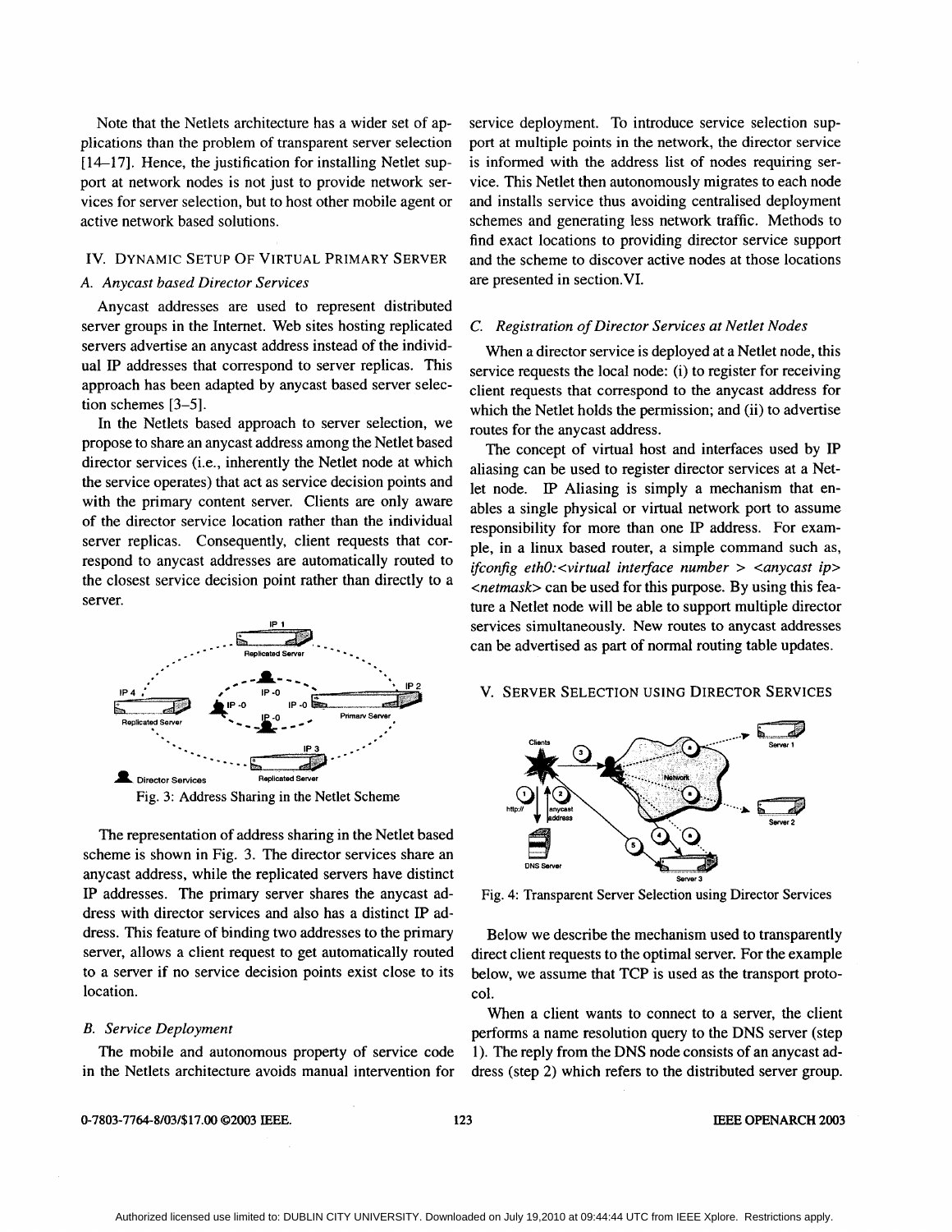Note that the Netlets architecture has a wider set of applications than the problem of transparent server selection [14–17]. Hence, the justification for installing Netlet support at network nodes is not just to provide network services for server selection, but to host other mobile agent or active network based solutions.

## IV. Dynamic Setup Of Virtual Primary Server

### A. Anycast based Director Services

Anycast addresses are used to represent distributed server groups in the Internet. Web sites hosting replicated servers advertise an anycast address instead of the individual IP addresses that correspond to server replicas. This approach has been adapted by anycast based server selection schemes [3–5].

In the Netlets based approach to server selection, we propose to share an anycast address among the Netlet based director services (i.e., inherently the Netlet node at which the service operates) that act as service decision points and with the primary content server. Clients are only aware of the director service location rather than the individual server replicas. Consequently, client requests that correspond to anycast addresses are automatically routed to the closest service decision point rather than directly to a server.

IP 1
Replicated Server
IP 4
IP -0
IP 2
IP -0
IP -0
Primary Server
Replicated Server
IP -0
IP 3
Director Services
Replicated Server

Fig. 3: Address Sharing in the Netlet Scheme

The representation of address sharing in the Netlet based scheme is shown in Fig. 3. The director services share an anycast address, while the replicated servers have distinct IP addresses. The primary server shares the anycast address with director services and also has a distinct IP address. This feature of binding two addresses to the primary server, allows a client request to get automatically routed to a server if no service decision points exist close to its location.

### B. Service Deployment

The mobile and autonomous property of service code in the Netlets architecture avoids manual intervention for service deployment. To introduce service selection support at multiple points in the network, the director service is informed with the address list of nodes requiring service. This Netlet then autonomously migrates to each node and installs service thus avoiding centralised deployment schemes and generating less network traffic. Methods to find exact locations to providing director service support and the scheme to discover active nodes at those locations are presented in section.VI.

### C. Registration of Director Services at Netlet Nodes

When a director service is deployed at a Netlet node, this service requests the local node: (i) to register for receiving client requests that correspond to the anycast address for which the Netlet holds the permission; and (ii) to advertise routes for the anycast address.

The concept of virtual host and interfaces used by IP aliasing can be used to register director services at a Netlet node. IP Aliasing is simply a mechanism that enables a single physical or virtual network port to assume responsibility for more than one IP address. For example, in a linux based router, a simple command such as, *ifconfig eth0:<virtual interface number > <anycast ip> <netmask>* can be used for this purpose. By using this feature a Netlet node will be able to support multiple director services simultaneously. New routes to anycast addresses can be advertised as part of normal routing table updates.

## V. Server Selection using Director Services

Clients
3
Server 1
Network
1
2
http://
anycast address
Server 2
4
5
DNS Server
Server 3

Fig. 4: Transparent Server Selection using Director Services

Below we describe the mechanism used to transparently direct client requests to the optimal server. For the example below, we assume that TCP is used as the transport protocol.

When a client wants to connect to a server, the client performs a name resolution query to the DNS server (step 1). The reply from the DNS node consists of an anycast address (step 2) which refers to the distributed server group.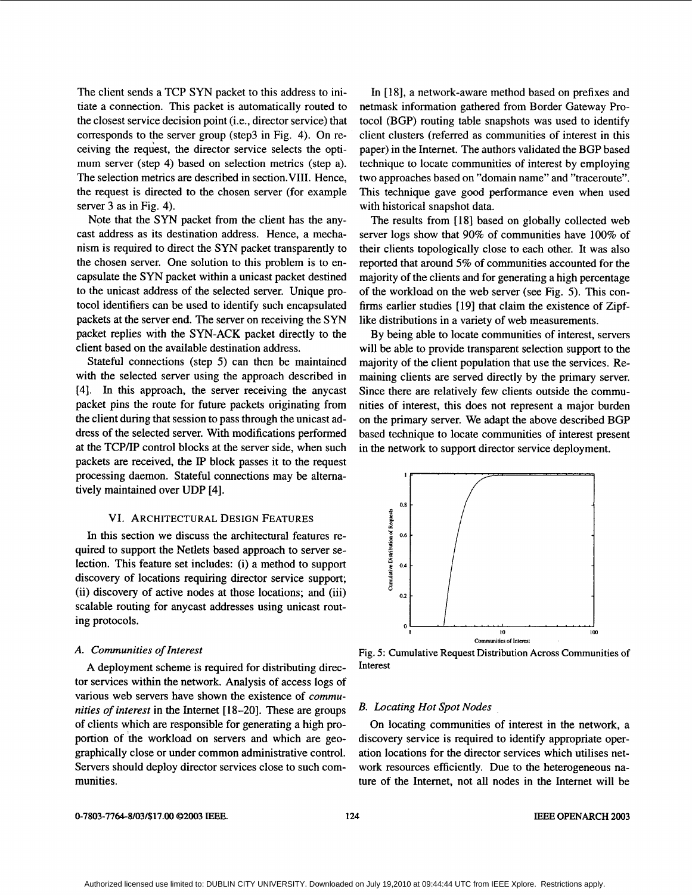The client sends a TCP SYN packet to this address to initiate a connection. This packet is automatically routed to the closest service decision point (i.e., director service) that corresponds to the server group (step3 in Fig. 4). On receiving the request, the director service selects the optimum server (step 4) based on selection metrics (step a). The selection metrics are described in section.VIII. Hence, the request is directed to the chosen server (for example server 3 as in Fig. 4).

Note that the SYN packet from the client has the anycast address as its destination address. Hence, a mechanism is required to direct the SYN packet transparently to the chosen server. One solution to this problem is to encapsulate the SYN packet within a unicast packet destined to the unicast address of the selected server. Unique protocol identifiers can be used to identify such encapsulated packets at the server end. The server on receiving the SYN packet replies with the SYN-ACK packet directly to the client based on the available destination address.

Stateful connections (step 5) can then be maintained with the selected server using the approach described in [4]. In this approach, the server receiving the anycast packet pins the route for future packets originating from the client during that session to pass through the unicast address of the selected server. With modifications performed at the TCP/IP control blocks at the server side, when such packets are received, the IP block passes it to the request processing daemon. Stateful connections may be alternatively maintained over UDP [4].

## VI. Architectural Design Features

In this section we discuss the architectural features required to support the Netlets based approach to server selection. This feature set includes: (i) a method to support discovery of locations requiring director service support; (ii) discovery of active nodes at those locations; and (iii) scalable routing for anycast addresses using unicast routing protocols.

### A. Communities of Interest

A deployment scheme is required for distributing director services within the network. Analysis of access logs of various web servers have shown the existence of *communities of interest* in the Internet [18–20]. These are groups of clients which are responsible for generating a high proportion of the workload on servers and which are geographically close or under common administrative control. Servers should deploy director services close to such communities.

In [18], a network-aware method based on prefixes and netmask information gathered from Border Gateway Protocol (BGP) routing table snapshots was used to identify client clusters (referred as communities of interest in this paper) in the Internet. The authors validated the BGP based technique to locate communities of interest by employing two approaches based on "domain name" and "traceroute". This technique gave good performance even when used with historical snapshot data.

The results from [18] based on globally collected web server logs show that 90% of communities have 100% of their clients topologically close to each other. It was also reported that around 5% of communities accounted for the majority of the clients and for generating a high percentage of the workload on the web server (see Fig. 5). This confirms earlier studies [19] that claim the existence of Zipf-like distributions in a variety of web measurements.

By being able to locate communities of interest, servers will be able to provide transparent selection support to the majority of the client population that use the services. Remaining clients are served directly by the primary server. Since there are relatively few clients outside the communities of interest, this does not represent a major burden on the primary server. We adapt the above described BGP based technique to locate communities of interest present in the network to support director service deployment.

Fig. 5: Cumulative Request Distribution Across Communities of Interest

### B. Locating Hot Spot Nodes

On locating communities of interest in the network, a discovery service is required to identify appropriate operation locations for the director services which utilises network resources efficiently. Due to the heterogeneous nature of the Internet, not all nodes in the Internet will be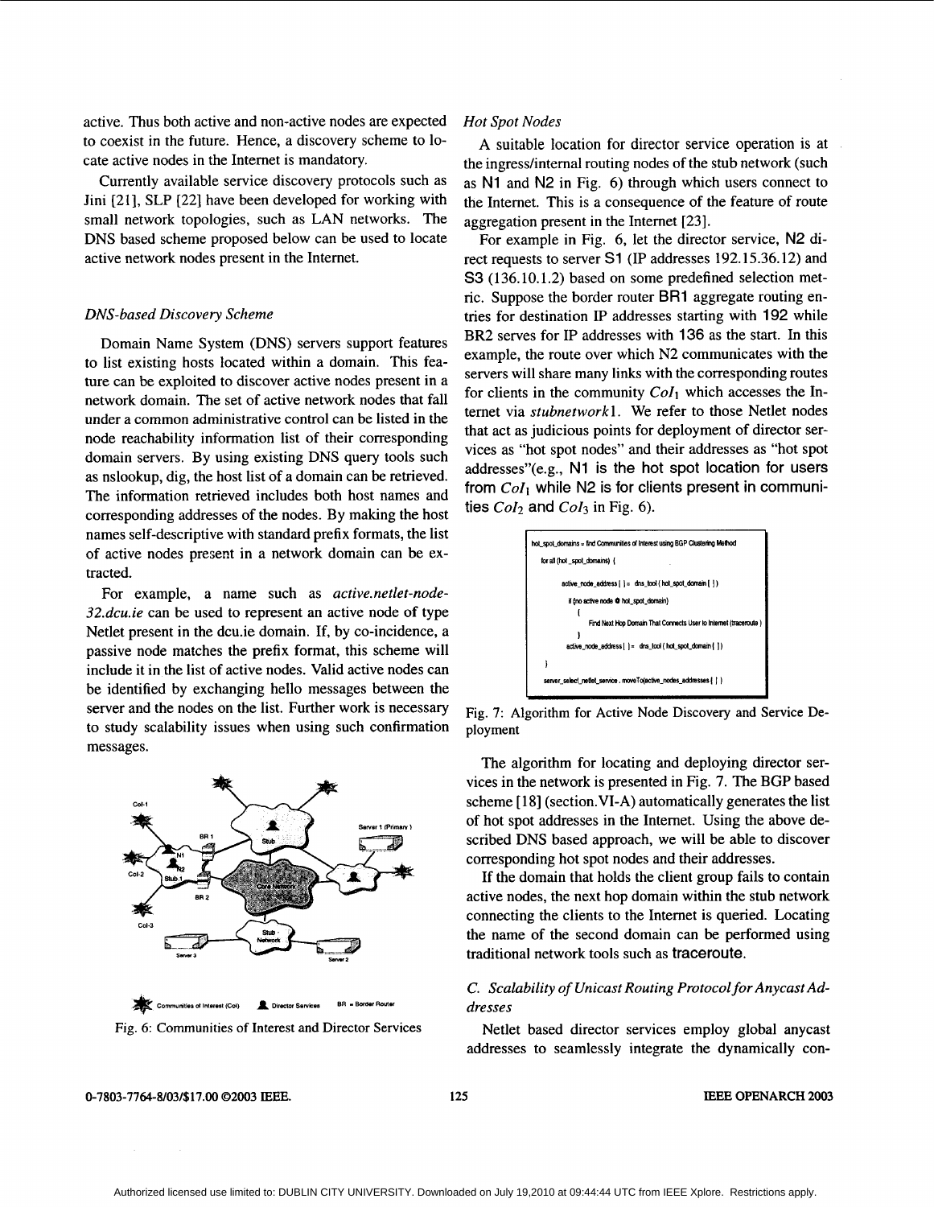active. Thus both active and non-active nodes are expected to coexist in the future. Hence, a discovery scheme to locate active nodes in the Internet is mandatory.

Currently available service discovery protocols such as Jini [21], SLP [22] have been developed for working with small network topologies, such as LAN networks. The DNS based scheme proposed below can be used to locate active network nodes present in the Internet.

### *DNS-based Discovery Scheme*

Domain Name System (DNS) servers support features to list existing hosts located within a domain. This feature can be exploited to discover active nodes present in a network domain. The set of active network nodes that fall under a common administrative control can be listed in the node reachability information list of their corresponding domain servers. By using existing DNS query tools such as nslookup, dig, the host list of a domain can be retrieved. The information retrieved includes both host names and corresponding addresses of the nodes. By making the host names self-descriptive with standard prefix formats, the list of active nodes present in a network domain can be extracted.

For example, a name such as *active.netlet-node-32.dcu.ie* can be used to represent an active node of type Netlet present in the dcu.ie domain. If, by co-incidence, a passive node matches the prefix format, this scheme will include it in the list of active nodes. Valid active nodes can be identified by exchanging hello messages between the server and the nodes on the list. Further work is necessary to study scalability issues when using such confirmation messages.

Fig. 6: Communities of Interest and Director Services

### *Hot Spot Nodes*

A suitable location for director service operation is at the ingress/internal routing nodes of the stub network (such as N1 and N2 in Fig. 6) through which users connect to the Internet. This is a consequence of the feature of route aggregation present in the Internet [23].

For example in Fig. 6, let the director service, N2 direct requests to server S1 (IP addresses 192.15.36.12) and S3 (136.10.1.2) based on some predefined selection metric. Suppose the border router BR1 aggregate routing entries for destination IP addresses starting with 192 while BR2 serves for IP addresses with 136 as the start. In this example, the route over which N2 communicates with the servers will share many links with the corresponding routes for clients in the community $CoI_1$ which accesses the Internet via *stubnetwork*1. We refer to those Netlet nodes that act as judicious points for deployment of director services as "hot spot nodes" and their addresses as "hot spot addresses"(e.g., N1 is the hot spot location for users from $CoI_1$ while N2 is for clients present in communities $CoI_2$ and $CoI_3$ in Fig. 6).

```
hot_spot_domains = find Communities of Interest using BGP Clustering Method
for all (hot_spot_domains) {
    active_node_address[ ] = dns_tool( hot_spot_domain[ ] )
    if (no active node @ hot_spot_domain)
    {
        Find Next Hop Domain That Connects User to Internet (traceroute)
    }
    active_node_address[ ] = dns_tool( hot_spot_domain[ ] )
}
server_select_netlet_service . moveTo(active_nodes_addresses[ ] )
```

Fig. 7: Algorithm for Active Node Discovery and Service Deployment

The algorithm for locating and deploying director services in the network is presented in Fig. 7. The BGP based scheme [18] (section.VI-A) automatically generates the list of hot spot addresses in the Internet. Using the above described DNS based approach, we will be able to discover corresponding hot spot nodes and their addresses.

If the domain that holds the client group fails to contain active nodes, the next hop domain within the stub network connecting the clients to the Internet is queried. Locating the name of the second domain can be performed using traditional network tools such as traceroute.

### *C. Scalability of Unicast Routing Protocol for Anycast Addresses*

Netlet based director services employ global anycast addresses to seamlessly integrate the dynamically con-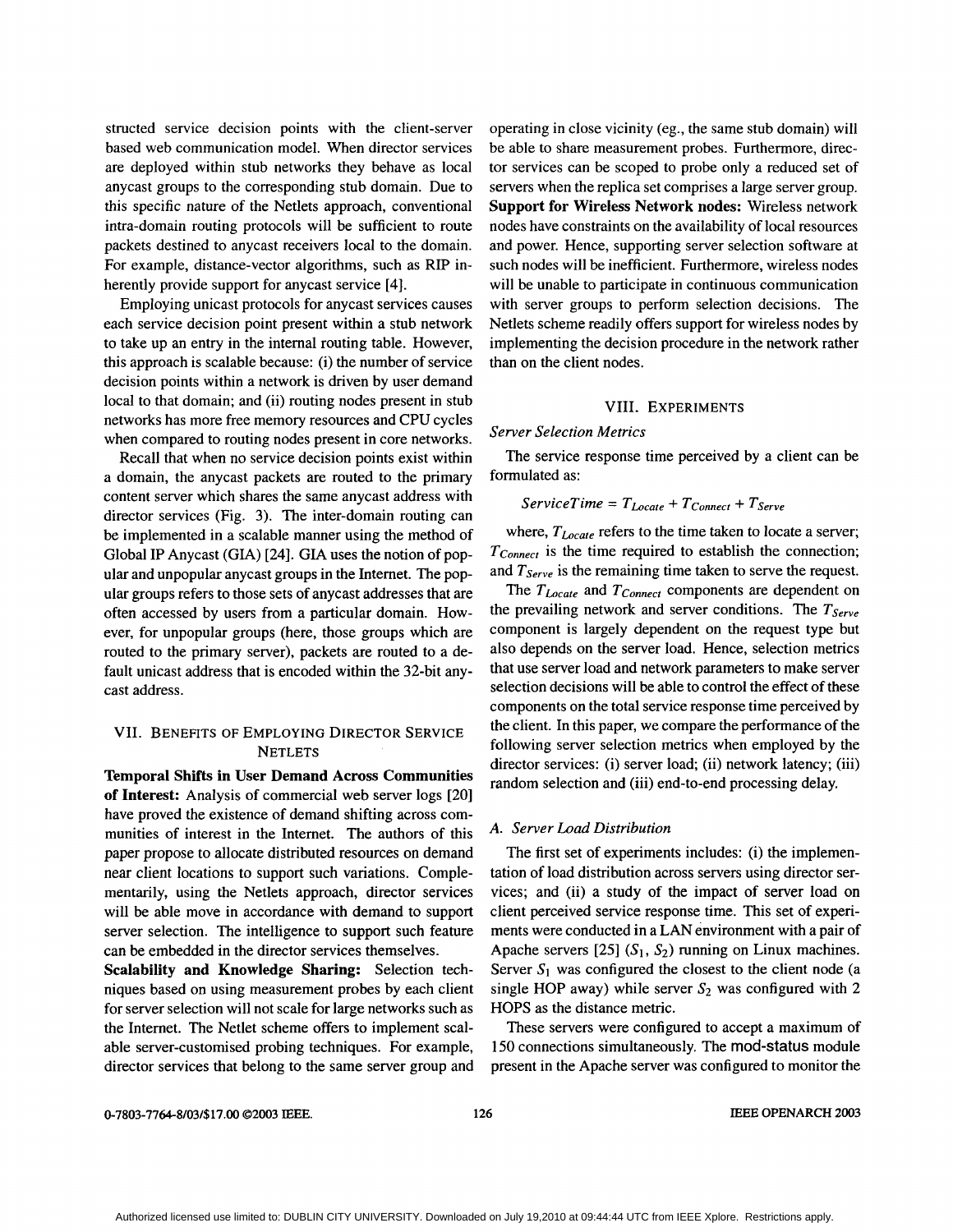structed service decision points with the client-server based web communication model. When director services are deployed within stub networks they behave as local anycast groups to the corresponding stub domain. Due to this specific nature of the Netlets approach, conventional intra-domain routing protocols will be sufficient to route packets destined to anycast receivers local to the domain. For example, distance-vector algorithms, such as RIP inherently provide support for anycast service [4].

Employing unicast protocols for anycast services causes each service decision point present within a stub network to take up an entry in the internal routing table. However, this approach is scalable because: (i) the number of service decision points within a network is driven by user demand local to that domain; and (ii) routing nodes present in stub networks has more free memory resources and CPU cycles when compared to routing nodes present in core networks.

Recall that when no service decision points exist within a domain, the anycast packets are routed to the primary content server which shares the same anycast address with director services (Fig. 3). The inter-domain routing can be implemented in a scalable manner using the method of Global IP Anycast (GIA) [24]. GIA uses the notion of popular and unpopular anycast groups in the Internet. The popular groups refers to those sets of anycast addresses that are often accessed by users from a particular domain. However, for unpopular groups (here, those groups which are routed to the primary server), packets are routed to a default unicast address that is encoded within the 32-bit anycast address.

## VII. Benefits of Employing Director Service Netlets

**Temporal Shifts in User Demand Across Communities of Interest:** Analysis of commercial web server logs [20] have proved the existence of demand shifting across communities of interest in the Internet. The authors of this paper propose to allocate distributed resources on demand near client locations to support such variations. Complementarily, using the Netlets approach, director services will be able move in accordance with demand to support server selection. The intelligence to support such feature can be embedded in the director services themselves.

**Scalability and Knowledge Sharing:** Selection techniques based on using measurement probes by each client for server selection will not scale for large networks such as the Internet. The Netlet scheme offers to implement scalable server-customised probing techniques. For example, director services that belong to the same server group and operating in close vicinity (eg., the same stub domain) will be able to share measurement probes. Furthermore, director services can be scoped to probe only a reduced set of servers when the replica set comprises a large server group.

**Support for Wireless Network nodes:** Wireless network nodes have constraints on the availability of local resources and power. Hence, supporting server selection software at such nodes will be inefficient. Furthermore, wireless nodes will be unable to participate in continuous communication with server groups to perform selection decisions. The Netlets scheme readily offers support for wireless nodes by implementing the decision procedure in the network rather than on the client nodes.

## VIII. Experiments

### Server Selection Metrics

The service response time perceived by a client can be formulated as:

$$ServiceTime = T_{Locate} + T_{Connect} + T_{Serve}$$

where, $T_{Locate}$ refers to the time taken to locate a server; $T_{Connect}$ is the time required to establish the connection; and $T_{Serve}$ is the remaining time taken to serve the request.

The $T_{Locate}$ and $T_{Connect}$ components are dependent on the prevailing network and server conditions. The $T_{Serve}$ component is largely dependent on the request type but also depends on the server load. Hence, selection metrics that use server load and network parameters to make server selection decisions will be able to control the effect of these components on the total service response time perceived by the client. In this paper, we compare the performance of the following server selection metrics when employed by the director services: (i) server load; (ii) network latency; (iii) random selection and (iii) end-to-end processing delay.

### A. Server Load Distribution

The first set of experiments includes: (i) the implementation of load distribution across servers using director services; and (ii) a study of the impact of server load on client perceived service response time. This set of experiments were conducted in a LAN environment with a pair of Apache servers [25] ($S_1$, $S_2$) running on Linux machines. Server $S_1$ was configured the closest to the client node (a single HOP away) while server $S_2$ was configured with 2 HOPS as the distance metric.

These servers were configured to accept a maximum of 150 connections simultaneously. The `mod-status` module present in the Apache server was configured to monitor the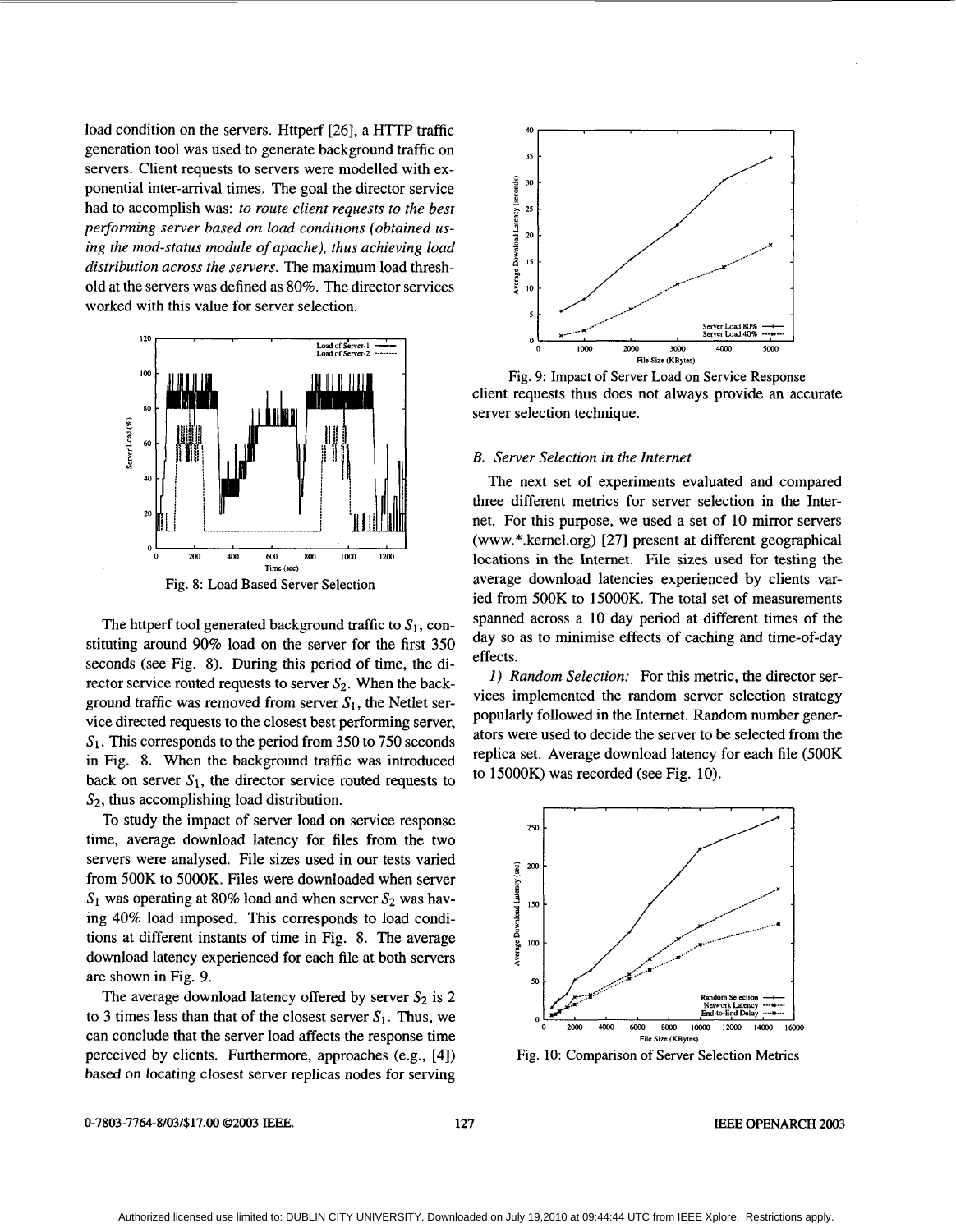load condition on the servers. Httperf [26], a HTTP traffic generation tool was used to generate background traffic on servers. Client requests to servers were modelled with exponential inter-arrival times. The goal the director service had to accomplish was: *to route client requests to the best performing server based on load conditions (obtained using the mod-status module of apache), thus achieving load distribution across the servers.* The maximum load threshold at the servers was defined as 80%. The director services worked with this value for server selection.

Fig. 8: Load Based Server Selection

The httperf tool generated background traffic to $S_1$, constituting around 90% load on the server for the first 350 seconds (see Fig. 8). During this period of time, the director service routed requests to server $S_2$. When the background traffic was removed from server $S_1$, the Netlet service directed requests to the closest best performing server, $S_1$. This corresponds to the period from 350 to 750 seconds in Fig. 8. When the background traffic was introduced back on server $S_1$, the director service routed requests to $S_2$, thus accomplishing load distribution.

To study the impact of server load on service response time, average download latency for files from the two servers were analysed. File sizes used in our tests varied from 500K to 5000K. Files were downloaded when server $S_1$ was operating at 80% load and when server $S_2$ was having 40% load imposed. This corresponds to load conditions at different instants of time in Fig. 8. The average download latency experienced for each file at both servers are shown in Fig. 9.

The average download latency offered by server $S_2$ is 2 to 3 times less than that of the closest server $S_1$. Thus, we can conclude that the server load affects the response time perceived by clients. Furthermore, approaches (e.g., [4]) based on locating closest server replicas nodes for serving client requests thus does not always provide an accurate server selection technique.

Fig. 9: Impact of Server Load on Service Response

### B. Server Selection in the Internet

The next set of experiments evaluated and compared three different metrics for server selection in the Internet. For this purpose, we used a set of 10 mirror servers (www.*.kernel.org) [27] present at different geographical locations in the Internet. File sizes used for testing the average download latencies experienced by clients varied from 500K to 15000K. The total set of measurements spanned across a 10 day period at different times of the day so as to minimise effects of caching and time-of-day effects.

*1) Random Selection:* For this metric, the director services implemented the random server selection strategy popularly followed in the Internet. Random number generators were used to decide the server to be selected from the replica set. Average download latency for each file (500K to 15000K) was recorded (see Fig. 10).

Fig. 10: Comparison of Server Selection Metrics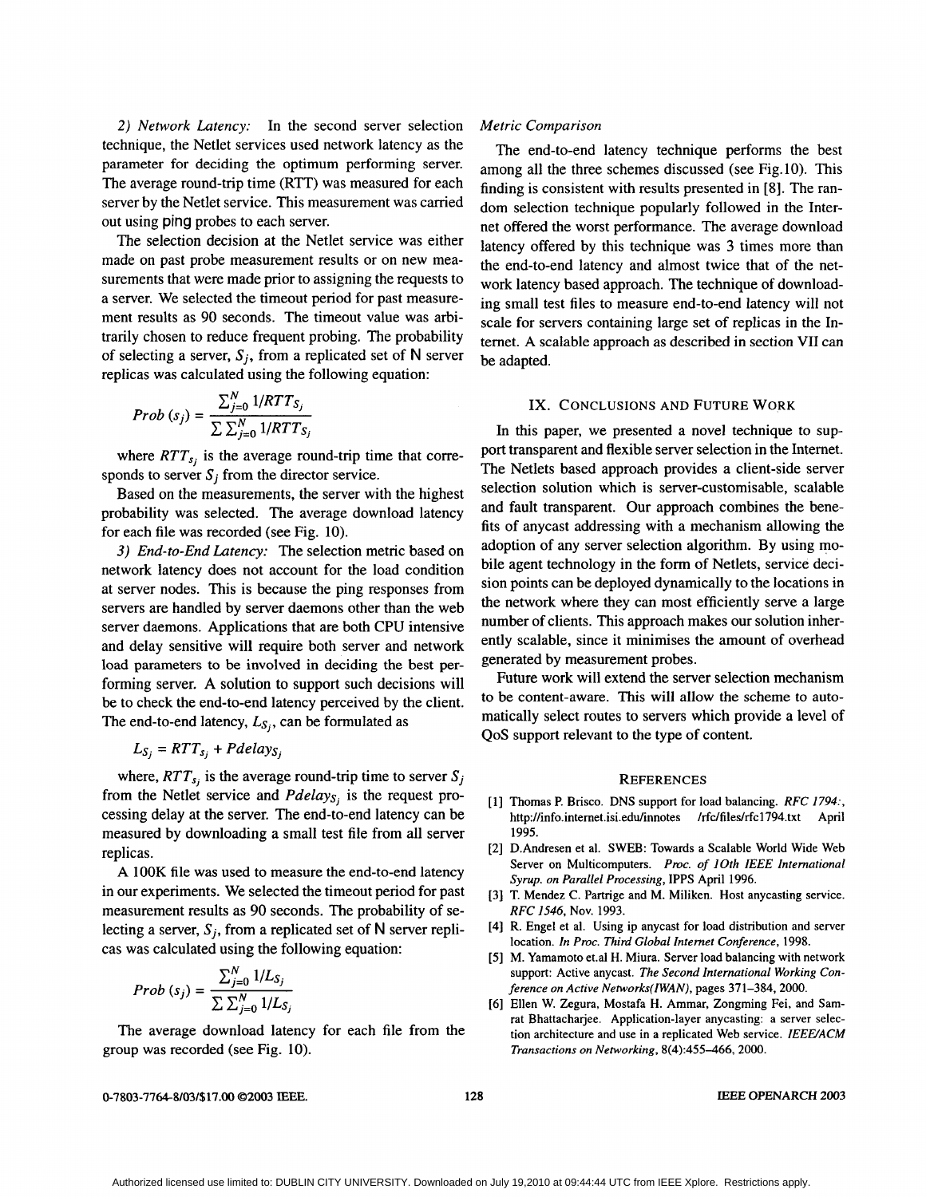*2) Network Latency:* In the second server selection technique, the Netlet services used network latency as the parameter for deciding the optimum performing server. The average round-trip time (RTT) was measured for each server by the Netlet service. This measurement was carried out using ping probes to each server.

The selection decision at the Netlet service was either made on past probe measurement results or on new measurements that were made prior to assigning the requests to a server. We selected the timeout period for past measurement results as 90 seconds. The timeout value was arbitrarily chosen to reduce frequent probing. The probability of selecting a server, $S_j$, from a replicated set of N server replicas was calculated using the following equation:

$$Prob\ (s_j) = \frac{\sum_{j=0}^{N} 1/RTT_{s_j}}{\sum \sum_{j=0}^{N} 1/RTT_{s_j}}$$

where $RTT_{s_j}$ is the average round-trip time that corresponds to server $S_j$ from the director service.

Based on the measurements, the server with the highest probability was selected. The average download latency for each file was recorded (see Fig. 10).

*3) End-to-End Latency:* The selection metric based on network latency does not account for the load condition at server nodes. This is because the ping responses from servers are handled by server daemons other than the web server daemons. Applications that are both CPU intensive and delay sensitive will require both server and network load parameters to be involved in deciding the best performing server. A solution to support such decisions will be to check the end-to-end latency perceived by the client. The end-to-end latency, $L_{S_j}$, can be formulated as

$$L_{S_j} = RTT_{s_j} + Pdelay_{S_j}$$

where, $RTT_{s_j}$ is the average round-trip time to server $S_j$ from the Netlet service and $Pdelay_{S_j}$ is the request processing delay at the server. The end-to-end latency can be measured by downloading a small test file from all server replicas.

A 100K file was used to measure the end-to-end latency in our experiments. We selected the timeout period for past measurement results as 90 seconds. The probability of selecting a server, $S_j$, from a replicated set of N server replicas was calculated using the following equation:

$$Prob\ (s_j) = \frac{\sum_{j=0}^{N} 1/L_{S_j}}{\sum \sum_{j=0}^{N} 1/L_{S_j}}$$

The average download latency for each file from the group was recorded (see Fig. 10).

*Metric Comparison*

The end-to-end latency technique performs the best among all the three schemes discussed (see Fig.10). This finding is consistent with results presented in [8]. The random selection technique popularly followed in the Internet offered the worst performance. The average download latency offered by this technique was 3 times more than the end-to-end latency and almost twice that of the network latency based approach. The technique of downloading small test files to measure end-to-end latency will not scale for servers containing large set of replicas in the Internet. A scalable approach as described in section VII can be adapted.

## IX. Conclusions and Future Work

In this paper, we presented a novel technique to support transparent and flexible server selection in the Internet. The Netlets based approach provides a client-side server selection solution which is server-customisable, scalable and fault transparent. Our approach combines the benefits of anycast addressing with a mechanism allowing the adoption of any server selection algorithm. By using mobile agent technology in the form of Netlets, service decision points can be deployed dynamically to the locations in the network where they can most efficiently serve a large number of clients. This approach makes our solution inherently scalable, since it minimises the amount of overhead generated by measurement probes.

Future work will extend the server selection mechanism to be content-aware. This will allow the scheme to automatically select routes to servers which provide a level of QoS support relevant to the type of content.

## References

[1] Thomas P. Brisco. DNS support for load balancing. *RFC 1794:*, http://info.internet.isi.edu/innotes /rfc/files/rfc1794.txt April 1995.

[2] D.Andresen et al. SWEB: Towards a Scalable World Wide Web Server on Multicomputers. *Proc. of 10th IEEE International Syrup. on Parallel Processing*, IPPS April 1996.

[3] T. Mendez C. Partrige and M. Miliken. Host anycasting service. *RFC 1546*, Nov. 1993.

[4] R. Engel et al. Using ip anycast for load distribution and server location. *In Proc. Third Global Internet Conference*, 1998.

[5] M. Yamamoto et.al H. Miura. Server load balancing with network support: Active anycast. *The Second International Working Conference on Active Networks(IWAN)*, pages 371–384, 2000.

[6] Ellen W. Zegura, Mostafa H. Ammar, Zongming Fei, and Samrat Bhattacharjee. Application-layer anycasting: a server selection architecture and use in a replicated Web service. *IEEE/ACM Transactions on Networking*, 8(4):455–466, 2000.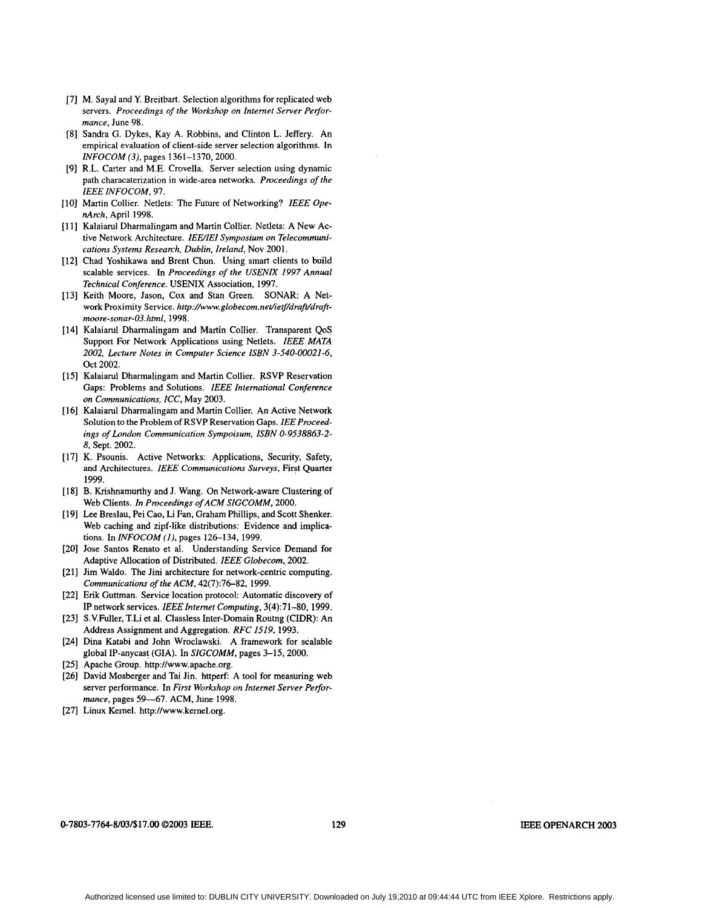[7] M. Sayal and Y. Breitbart. Selection algorithms for replicated web servers. *Proceedings of the Workshop on Internet Server Performance*, June 98.

[8] Sandra G. Dykes, Kay A. Robbins, and Clinton L. Jeffery. An empirical evaluation of client-side server selection algorithms. In *INFOCOM (3)*, pages 1361–1370, 2000.

[9] R.L. Carter and M.E. Crovella. Server selection using dynamic path characaterization in wide-area networks. *Proceedings of the IEEE INFOCOM*, 97.

[10] Martin Collier. Netlets: The Future of Networking? *IEEE OpenArch*, April 1998.

[11] Kalaiarul Dharmalingam and Martin Collier. Netlets: A New Active Network Architecture. *IEE/IEI Symposium on Telecommunications Systems Research, Dublin, Ireland*, Nov 2001.

[12] Chad Yoshikawa and Brent Chun. Using smart clients to build scalable services. In *Proceedings of the USENIX 1997 Annual Technical Conference*. USENIX Association, 1997.

[13] Keith Moore, Jason, Cox and Stan Green. SONAR: A Network Proximity Service. *http://www.globecom.net/ietf/draft/draft-moore-sonar-03.html*, 1998.

[14] Kalaiarul Dharmalingam and Martin Collier. Transparent QoS Support For Network Applications using Netlets. *IEEE MATA 2002, Lecture Notes in Computer Science ISBN 3-540-00021-6*, Oct 2002.

[15] Kalaiarul Dharmalingam and Martin Collier. RSVP Reservation Gaps: Problems and Solutions. *IEEE International Conference on Communications, ICC*, May 2003.

[16] Kalaiarul Dharmalingam and Martin Collier. An Active Network Solution to the Problem of RSVP Reservation Gaps. *IEE Proceedings of London Communication Sympoisum, ISBN 0-9538863-2-8*, Sept. 2002.

[17] K. Psounis. Active Networks: Applications, Security, Safety, and Architectures. *IEEE Communications Surveys*, First Quarter 1999.

[18] B. Krishnamurthy and J. Wang. On Network-aware Clustering of Web Clients. *In Proceedings of ACM SIGCOMM*, 2000.

[19] Lee Breslau, Pei Cao, Li Fan, Graham Phillips, and Scott Shenker. Web caching and zipf-like distributions: Evidence and implications. In *INFOCOM (1)*, pages 126–134, 1999.

[20] Jose Santos Renato et al. Understanding Service Demand for Adaptive Allocation of Distributed. *IEEE Globecom*, 2002.

[21] Jim Waldo. The Jini architecture for network-centric computing. *Communications of the ACM*, 42(7):76–82, 1999.

[22] Erik Guttman. Service location protocol: Automatic discovery of IP network services. *IEEE Internet Computing*, 3(4):71–80, 1999.

[23] S.V.Fuller, T.Li et al. Classless Inter-Domain Routng (CIDR): An Address Assignment and Aggregation. *RFC 1519*, 1993.

[24] Dina Katabi and John Wroclawski. A framework for scalable global IP-anycast (GIA). In *SIGCOMM*, pages 3–15, 2000.

[25] Apache Group. http://www.apache.org.

[26] David Mosberger and Tai Jin. httperf: A tool for measuring web server performance. In *First Workshop on Internet Server Performance*, pages 59—67. ACM, June 1998.

[27] Linux Kernel. http://www.kernel.org.